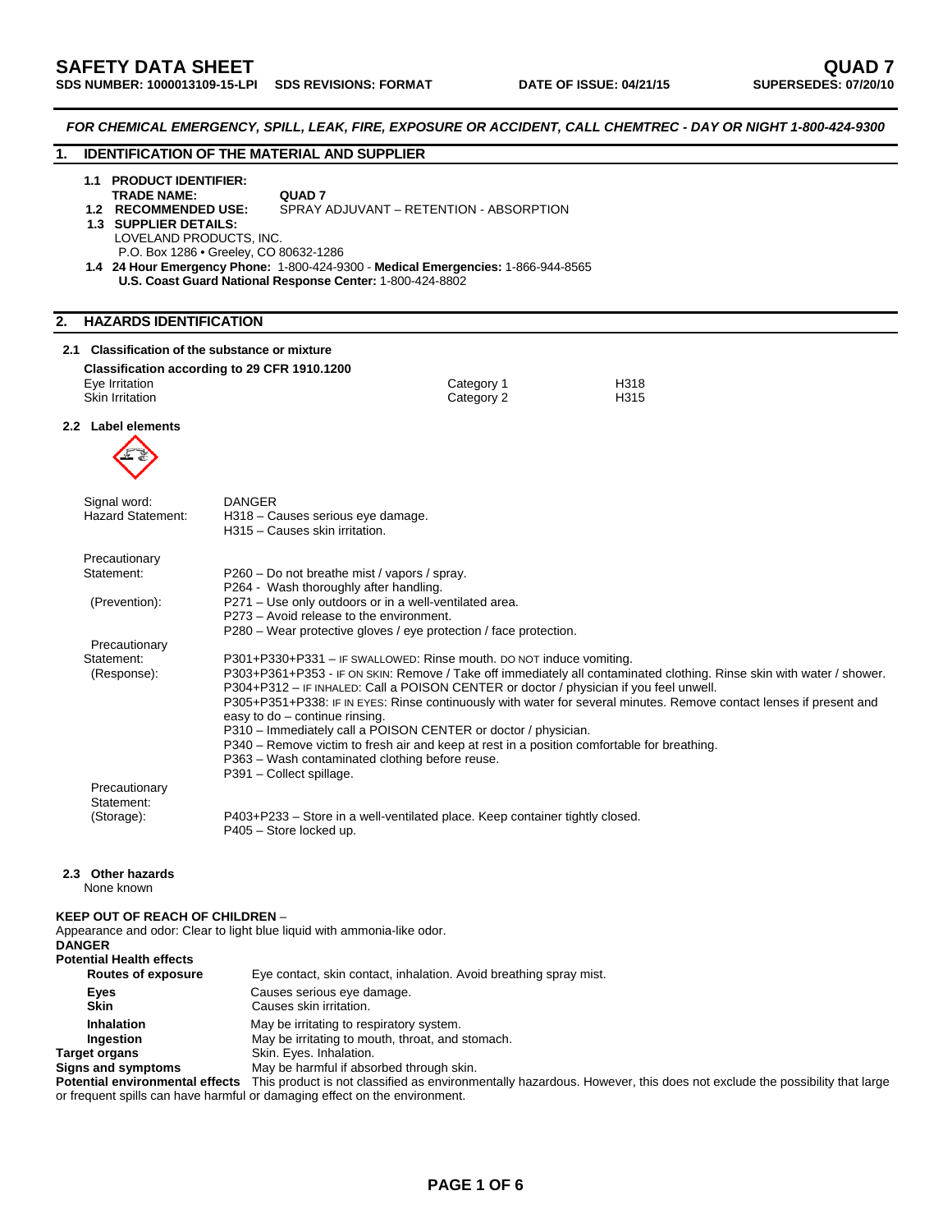# SAFETY DATA SHEET — QUAD 7

**SDS NUMBER: 1000013109-15-LPI SDS REVISIONS: FORMAT DATE OF ISSUE: 04/21/15 SUPERSEDES: 07/20/10**

*FOR CHEMICAL EMERGENCY, SPILL, LEAK, FIRE, EXPOSURE OR ACCIDENT, CALL CHEMTREC - DAY OR NIGHT 1-800-424-9300*

## 1. IDENTIFICATION OF THE MATERIAL AND SUPPLIER

**1.1 PRODUCT IDENTIFIER:**
**TRADE NAME:** **QUAD 7**

**1.2 RECOMMENDED USE:** SPRAY ADJUVANT – RETENTION - ABSORPTION

**1.3 SUPPLIER DETAILS:**
LOVELAND PRODUCTS, INC.
P.O. Box 1286 • Greeley, CO 80632-1286

**1.4 24 Hour Emergency Phone:** 1-800-424-9300 - **Medical Emergencies:** 1-866-944-8565
**U.S. Coast Guard National Response Center:** 1-800-424-8802

## 2. HAZARDS IDENTIFICATION

### 2.1 Classification of the substance or mixture

**Classification according to 29 CFR 1910.1200**

| | | |
|---|---|---|
| Eye Irritation | Category 1 | H318 |
| Skin Irritation | Category 2 | H315 |

### 2.2 Label elements

Signal word: DANGER

Hazard Statement:
H318 – Causes serious eye damage.
H315 – Causes skin irritation.

Precautionary Statement: (Prevention):
P260 – Do not breathe mist / vapors / spray.
P264 - Wash thoroughly after handling.
P271 – Use only outdoors or in a well-ventilated area.
P273 – Avoid release to the environment.
P280 – Wear protective gloves / eye protection / face protection.

Precautionary Statement: (Response):
P301+P330+P331 – IF SWALLOWED: Rinse mouth. DO NOT induce vomiting.
P303+P361+P353 - IF ON SKIN: Remove / Take off immediately all contaminated clothing. Rinse skin with water / shower.
P304+P312 – IF INHALED: Call a POISON CENTER or doctor / physician if you feel unwell.
P305+P351+P338: IF IN EYES: Rinse continuously with water for several minutes. Remove contact lenses if present and easy to do – continue rinsing.
P310 – Immediately call a POISON CENTER or doctor / physician.
P340 – Remove victim to fresh air and keep at rest in a position comfortable for breathing.
P363 – Wash contaminated clothing before reuse.
P391 – Collect spillage.

Precautionary Statement: (Storage):
P403+P233 – Store in a well-ventilated place. Keep container tightly closed.
P405 – Store locked up.

### 2.3 Other hazards

None known

**KEEP OUT OF REACH OF CHILDREN** –
Appearance and odor: Clear to light blue liquid with ammonia-like odor.
**DANGER**

**Potential Health effects**

| | |
|---|---|
| **Routes of exposure** | Eye contact, skin contact, inhalation. Avoid breathing spray mist. |
| **Eyes** | Causes serious eye damage. |
| **Skin** | Causes skin irritation. |
| **Inhalation** | May be irritating to respiratory system. |
| **Ingestion** | May be irritating to mouth, throat, and stomach. |
| **Target organs** | Skin. Eyes. Inhalation. |
| **Signs and symptoms** | May be harmful if absorbed through skin. |

**Potential environmental effects** This product is not classified as environmentally hazardous. However, this does not exclude the possibility that large or frequent spills can have harmful or damaging effect on the environment.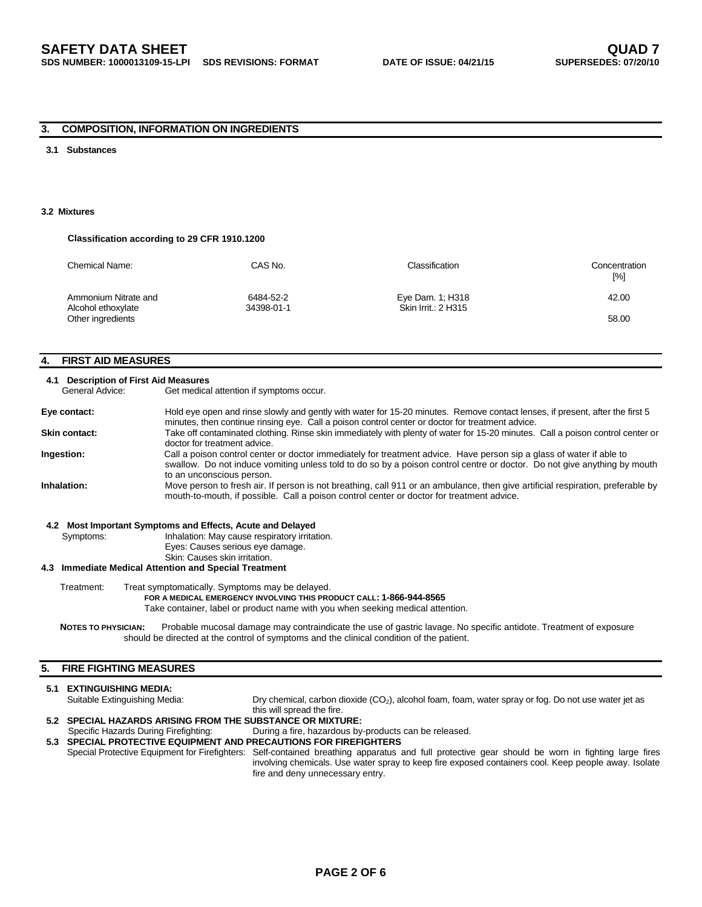## 3. COMPOSITION, INFORMATION ON INGREDIENTS

### 3.1 Substances

### 3.2 Mixtures

**Classification according to 29 CFR 1910.1200**

| Chemical Name: | CAS No. | Classification | Concentration [%] |
|---|---|---|---|
| Ammonium Nitrate and Alcohol ethoxylate | 6484-52-2 34398-01-1 | Eye Dam. 1; H318 Skin Irrit.: 2 H315 | 42.00 |
| Other ingredients | | | 58.00 |

## 4. FIRST AID MEASURES

### 4.1 Description of First Aid Measures

General Advice: Get medical attention if symptoms occur.

**Eye contact:** Hold eye open and rinse slowly and gently with water for 15-20 minutes. Remove contact lenses, if present, after the first 5 minutes, then continue rinsing eye. Call a poison control center or doctor for treatment advice.

**Skin contact:** Take off contaminated clothing. Rinse skin immediately with plenty of water for 15-20 minutes. Call a poison control center or doctor for treatment advice.

**Ingestion:** Call a poison control center or doctor immediately for treatment advice. Have person sip a glass of water if able to swallow. Do not induce vomiting unless told to do so by a poison control centre or doctor. Do not give anything by mouth to an unconscious person.

**Inhalation:** Move person to fresh air. If person is not breathing, call 911 or an ambulance, then give artificial respiration, preferable by mouth-to-mouth, if possible. Call a poison control center or doctor for treatment advice.

### 4.2 Most Important Symptoms and Effects, Acute and Delayed

Symptoms: Inhalation: May cause respiratory irritation.
Eyes: Causes serious eye damage.
Skin: Causes skin irritation.

### 4.3 Immediate Medical Attention and Special Treatment

Treatment: Treat symptomatically. Symptoms may be delayed.

**FOR A MEDICAL EMERGENCY INVOLVING THIS PRODUCT CALL: 1-866-944-8565**

Take container, label or product name with you when seeking medical attention.

**NOTES TO PHYSICIAN:** Probable mucosal damage may contraindicate the use of gastric lavage. No specific antidote. Treatment of exposure should be directed at the control of symptoms and the clinical condition of the patient.

## 5. FIRE FIGHTING MEASURES

### 5.1 EXTINGUISHING MEDIA:

Suitable Extinguishing Media: Dry chemical, carbon dioxide ($CO_2$), alcohol foam, foam, water spray or fog. Do not use water jet as this will spread the fire.

### 5.2 SPECIAL HAZARDS ARISING FROM THE SUBSTANCE OR MIXTURE:

Specific Hazards During Firefighting: During a fire, hazardous by-products can be released.

### 5.3 SPECIAL PROTECTIVE EQUIPMENT AND PRECAUTIONS FOR FIREFIGHTERS

Special Protective Equipment for Firefighters: Self-contained breathing apparatus and full protective gear should be worn in fighting large fires involving chemicals. Use water spray to keep fire exposed containers cool. Keep people away. Isolate fire and deny unnecessary entry.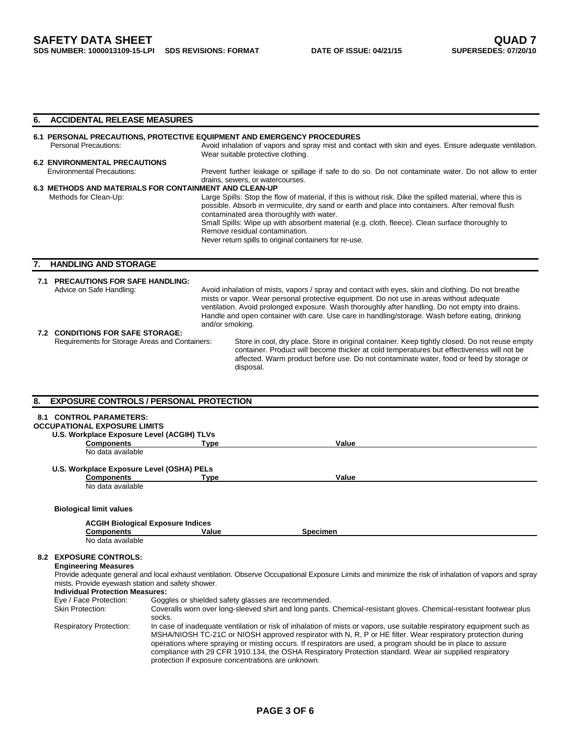## 6. ACCIDENTAL RELEASE MEASURES

### 6.1 PERSONAL PRECAUTIONS, PROTECTIVE EQUIPMENT AND EMERGENCY PROCEDURES

Personal Precautions: Avoid inhalation of vapors and spray mist and contact with skin and eyes. Ensure adequate ventilation. Wear suitable protective clothing.

### 6.2 ENVIRONMENTAL PRECAUTIONS

Environmental Precautions: Prevent further leakage or spillage if safe to do so. Do not contaminate water. Do not allow to enter drains, sewers, or watercourses.

### 6.3 METHODS AND MATERIALS FOR CONTAINMENT AND CLEAN-UP

Methods for Clean-Up: Large Spills: Stop the flow of material, if this is without risk. Dike the spilled material, where this is possible. Absorb in vermiculite, dry sand or earth and place into containers. After removal flush contaminated area thoroughly with water.
Small Spills: Wipe up with absorbent material (e.g. cloth, fleece). Clean surface thoroughly to Remove residual contamination.
Never return spills to original containers for re-use.

## 7. HANDLING AND STORAGE

### 7.1 PRECAUTIONS FOR SAFE HANDLING:

Advice on Safe Handling: Avoid inhalation of mists, vapors / spray and contact with eyes, skin and clothing. Do not breathe mists or vapor. Wear personal protective equipment. Do not use in areas without adequate ventilation. Avoid prolonged exposure. Wash thoroughly after handling. Do not empty into drains. Handle and open container with care. Use care in handling/storage. Wash before eating, drinking and/or smoking.

### 7.2 CONDITIONS FOR SAFE STORAGE:

Requirements for Storage Areas and Containers: Store in cool, dry place. Store in original container. Keep tightly closed. Do not reuse empty container. Product will become thicker at cold temperatures but effectiveness will not be affected. Warm product before use. Do not contaminate water, food or feed by storage or disposal.

## 8. EXPOSURE CONTROLS / PERSONAL PROTECTION

### 8.1 CONTROL PARAMETERS:

**OCCUPATIONAL EXPOSURE LIMITS**

**U.S. Workplace Exposure Level (ACGIH) TLVs**

| Components | Type | Value |
|---|---|---|
| No data available | | |

**U.S. Workplace Exposure Level (OSHA) PELs**

| Components | Type | Value |
|---|---|---|
| No data available | | |

**Biological limit values**

**ACGIH Biological Exposure Indices**

| Components | Value | Specimen |
|---|---|---|
| No data available | | |

### 8.2 EXPOSURE CONTROLS:

**Engineering Measures**

Provide adequate general and local exhaust ventilation. Observe Occupational Exposure Limits and minimize the risk of inhalation of vapors and spray mists. Provide eyewash station and safety shower.

**Individual Protection Measures:**

Eye / Face Protection: Goggles or shielded safety glasses are recommended.

Skin Protection: Coveralls worn over long-sleeved shirt and long pants. Chemical-resistant gloves. Chemical-resistant footwear plus socks.

Respiratory Protection: In case of inadequate ventilation or risk of inhalation of mists or vapors, use suitable respiratory equipment such as MSHA/NIOSH TC-21C or NIOSH approved respirator with N, R, P or HE filter. Wear respiratory protection during operations where spraying or misting occurs. If respirators are used, a program should be in place to assure compliance with 29 CFR 1910.134, the OSHA Respiratory Protection standard. Wear air supplied respiratory protection if exposure concentrations are unknown.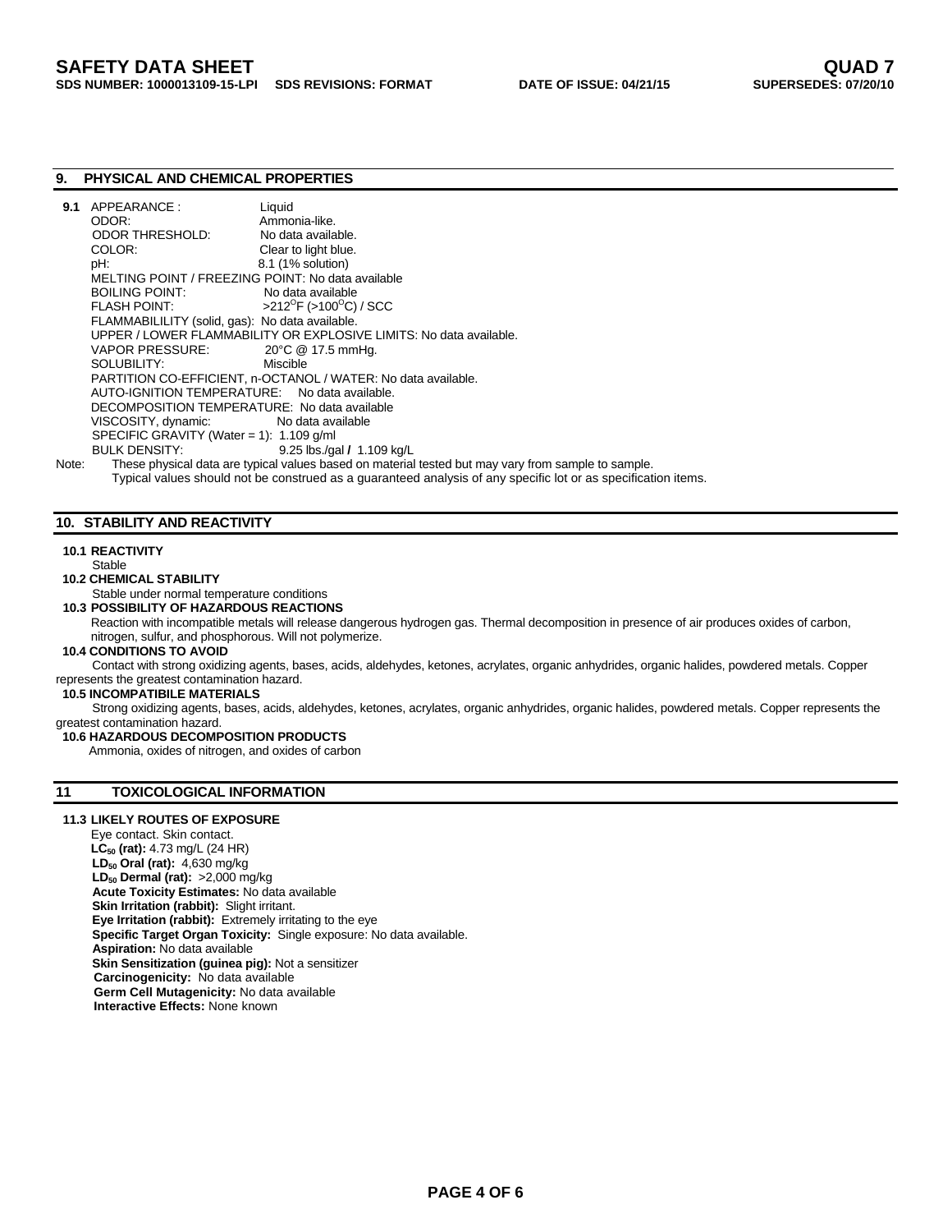## 9. PHYSICAL AND CHEMICAL PROPERTIES

**9.1** APPEARANCE : Liquid
ODOR: Ammonia-like.
ODOR THRESHOLD: No data available.
COLOR: Clear to light blue.
pH: 8.1 (1% solution)
MELTING POINT / FREEZING POINT: No data available
BOILING POINT: No data available
FLASH POINT: >212$^{O}$F (>100$^{O}$C) / SCC
FLAMMABILILITY (solid, gas): No data available.
UPPER / LOWER FLAMMABILITY OR EXPLOSIVE LIMITS: No data available.
VAPOR PRESSURE: 20°C @ 17.5 mmHg.
SOLUBILITY: Miscible
PARTITION CO-EFFICIENT, n-OCTANOL / WATER: No data available.
AUTO-IGNITION TEMPERATURE: No data available.
DECOMPOSITION TEMPERATURE: No data available
VISCOSITY, dynamic: No data available
SPECIFIC GRAVITY (Water = 1): 1.109 g/ml
BULK DENSITY: 9.25 lbs./gal **/** 1.109 kg/L

Note: These physical data are typical values based on material tested but may vary from sample to sample. Typical values should not be construed as a guaranteed analysis of any specific lot or as specification items.

## 10. STABILITY AND REACTIVITY

**10.1 REACTIVITY**
Stable

**10.2 CHEMICAL STABILITY**
Stable under normal temperature conditions

**10.3 POSSIBILITY OF HAZARDOUS REACTIONS**
Reaction with incompatible metals will release dangerous hydrogen gas. Thermal decomposition in presence of air produces oxides of carbon, nitrogen, sulfur, and phosphorous. Will not polymerize.

**10.4 CONDITIONS TO AVOID**
Contact with strong oxidizing agents, bases, acids, aldehydes, ketones, acrylates, organic anhydrides, organic halides, powdered metals. Copper represents the greatest contamination hazard.

**10.5 INCOMPATIBILE MATERIALS**
Strong oxidizing agents, bases, acids, aldehydes, ketones, acrylates, organic anhydrides, organic halides, powdered metals. Copper represents the greatest contamination hazard.

**10.6 HAZARDOUS DECOMPOSITION PRODUCTS**
Ammonia, oxides of nitrogen, and oxides of carbon

## 11 TOXICOLOGICAL INFORMATION

**11.3 LIKELY ROUTES OF EXPOSURE**
Eye contact. Skin contact.
**$LC_{50}$ (rat):** 4.73 mg/L (24 HR)
**$LD_{50}$ Oral (rat):** 4,630 mg/kg
**$LD_{50}$ Dermal (rat):** >2,000 mg/kg
**Acute Toxicity Estimates:** No data available
**Skin Irritation (rabbit):** Slight irritant.
**Eye Irritation (rabbit):** Extremely irritating to the eye
**Specific Target Organ Toxicity:** Single exposure: No data available.
**Aspiration:** No data available
**Skin Sensitization (guinea pig):** Not a sensitizer
**Carcinogenicity:** No data available
**Germ Cell Mutagenicity:** No data available
**Interactive Effects:** None known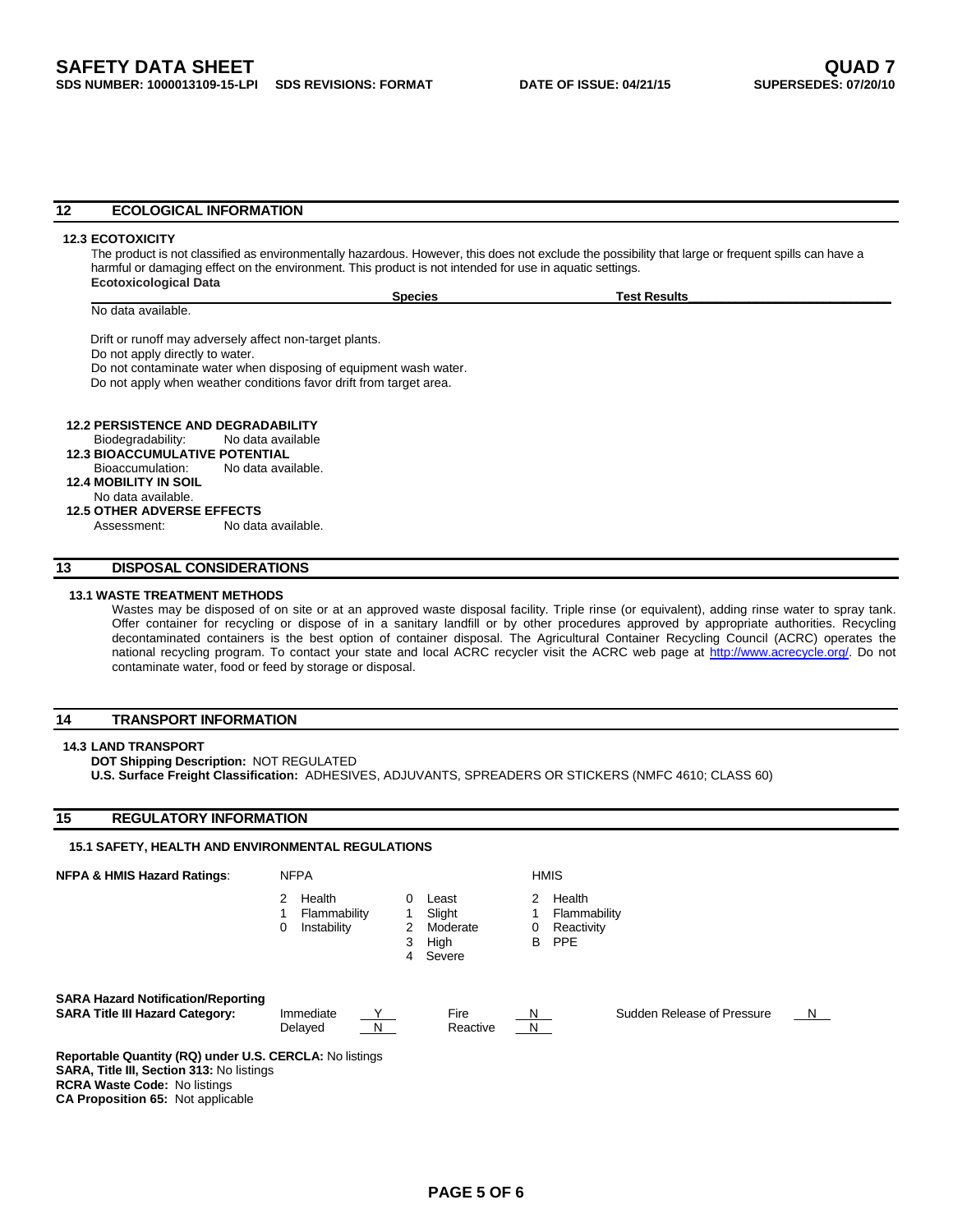## 12 ECOLOGICAL INFORMATION

### 12.3 ECOTOXICITY

The product is not classified as environmentally hazardous. However, this does not exclude the possibility that large or frequent spills can have a harmful or damaging effect on the environment. This product is not intended for use in aquatic settings.

**Ecotoxicological Data**

| | Species | Test Results |
|---|---|---|
| No data available. | | |

Drift or runoff may adversely affect non-target plants.
Do not apply directly to water.
Do not contaminate water when disposing of equipment wash water.
Do not apply when weather conditions favor drift from target area.

**12.2 PERSISTENCE AND DEGRADABILITY**
Biodegradability: No data available

**12.3 BIOACCUMULATIVE POTENTIAL**
Bioaccumulation: No data available.

**12.4 MOBILITY IN SOIL**
No data available.

**12.5 OTHER ADVERSE EFFECTS**
Assessment: No data available.

## 13 DISPOSAL CONSIDERATIONS

### 13.1 WASTE TREATMENT METHODS

Wastes may be disposed of on site or at an approved waste disposal facility. Triple rinse (or equivalent), adding rinse water to spray tank. Offer container for recycling or dispose of in a sanitary landfill or by other procedures approved by appropriate authorities. Recycling decontaminated containers is the best option of container disposal. The Agricultural Container Recycling Council (ACRC) operates the national recycling program. To contact your state and local ACRC recycler visit the ACRC web page at http://www.acrecycle.org/. Do not contaminate water, food or feed by storage or disposal.

## 14 TRANSPORT INFORMATION

### 14.3 LAND TRANSPORT

**DOT Shipping Description:** NOT REGULATED
**U.S. Surface Freight Classification:** ADHESIVES, ADJUVANTS, SPREADERS OR STICKERS (NMFC 4610; CLASS 60)

## 15 REGULATORY INFORMATION

### 15.1 SAFETY, HEALTH AND ENVIRONMENTAL REGULATIONS

**NFPA & HMIS Hazard Ratings**:

| NFPA | | Scale | | HMIS | |
|---|---|---|---|---|---|
| 2 | Health | 0 | Least | 2 | Health |
| 1 | Flammability | 1 | Slight | 1 | Flammability |
| 0 | Instability | 2 | Moderate | 0 | Reactivity |
| | | 3 | High | B | PPE |
| | | 4 | Severe | | |

**SARA Hazard Notification/Reporting**
**SARA Title III Hazard Category:**

| | | | | | |
|---|---|---|---|---|---|
| Immediate | Y | Fire | N | Sudden Release of Pressure | N |
| Delayed | N | Reactive | N | | |

**Reportable Quantity (RQ) under U.S. CERCLA:** No listings
**SARA, Title III, Section 313:** No listings
**RCRA Waste Code:** No listings
**CA Proposition 65:** Not applicable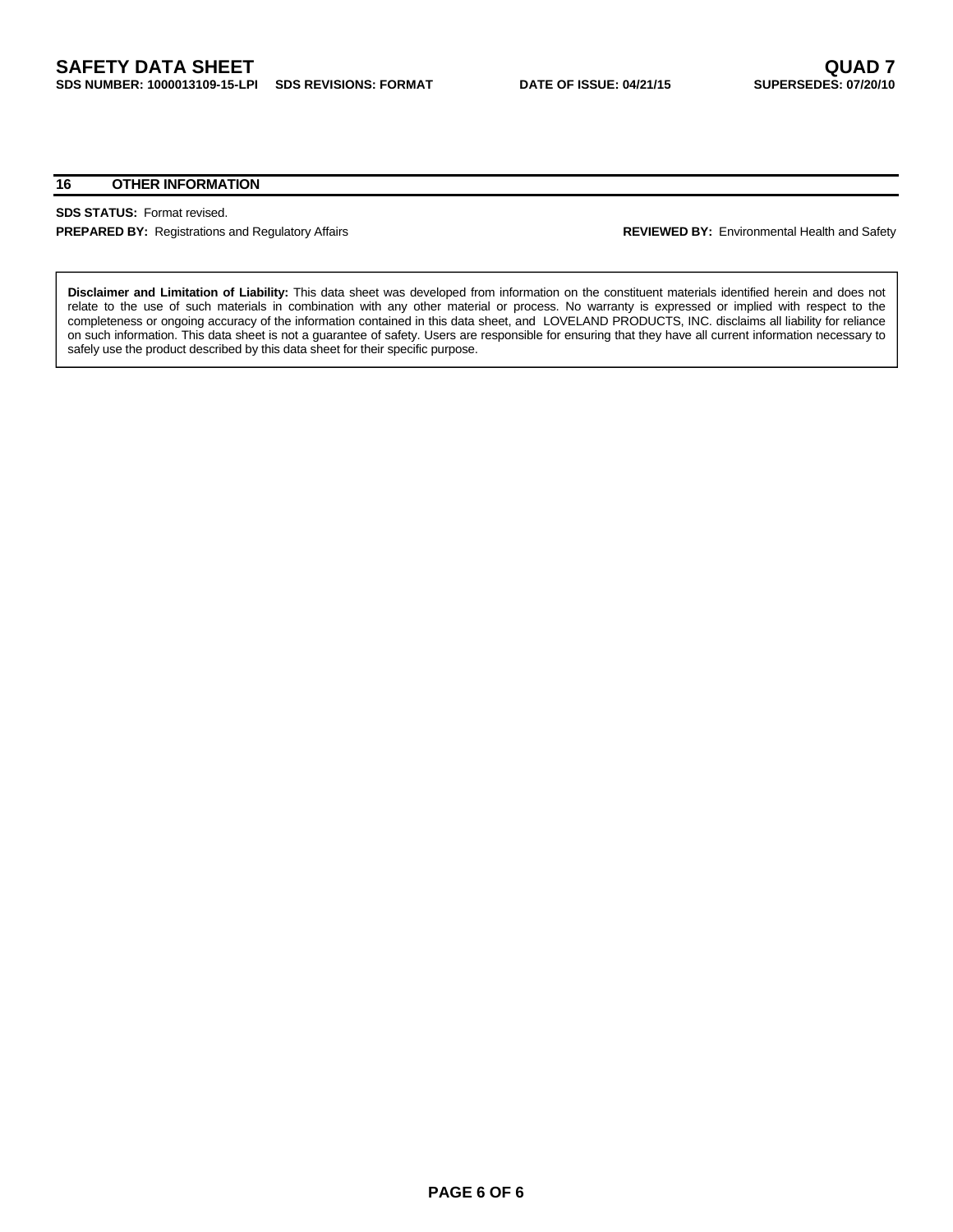## 16 OTHER INFORMATION

**SDS STATUS:** Format revised.

**PREPARED BY:** Registrations and Regulatory Affairs

**REVIEWED BY:** Environmental Health and Safety

**Disclaimer and Limitation of Liability:** This data sheet was developed from information on the constituent materials identified herein and does not relate to the use of such materials in combination with any other material or process. No warranty is expressed or implied with respect to the completeness or ongoing accuracy of the information contained in this data sheet, and LOVELAND PRODUCTS, INC. disclaims all liability for reliance on such information. This data sheet is not a guarantee of safety. Users are responsible for ensuring that they have all current information necessary to safely use the product described by this data sheet for their specific purpose.